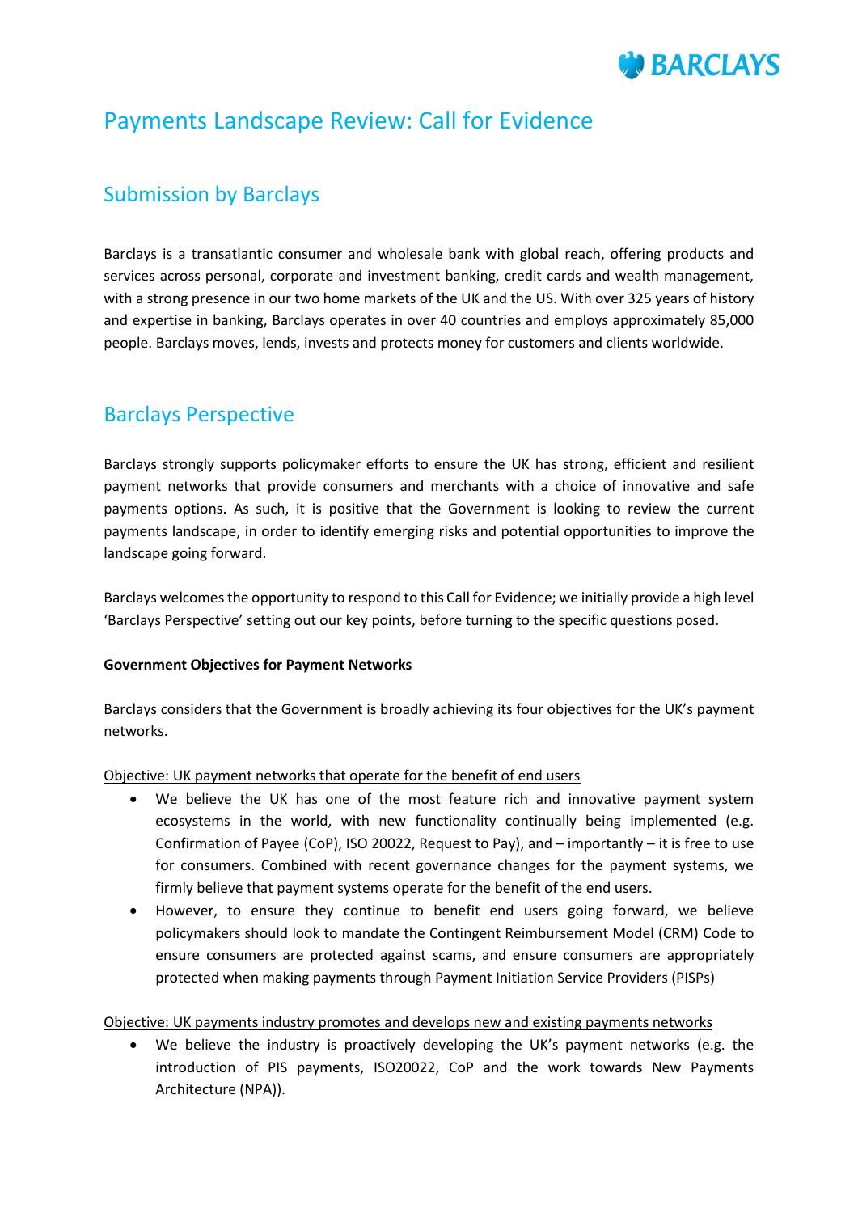# Payments Landscape Review: Call for Evidence

## Submission by Barclays

Barclays is a transatlantic consumer and wholesale bank with global reach, offering products and services across personal, corporate and investment banking, credit cards and wealth management, with a strong presence in our two home markets of the UK and the US. With over 325 years of history and expertise in banking, Barclays operates in over 40 countries and employs approximately 85,000 people. Barclays moves, lends, invests and protects money for customers and clients worldwide.

## Barclays Perspective

Barclays strongly supports policymaker efforts to ensure the UK has strong, efficient and resilient payment networks that provide consumers and merchants with a choice of innovative and safe payments options. As such, it is positive that the Government is looking to review the current payments landscape, in order to identify emerging risks and potential opportunities to improve the landscape going forward.

Barclays welcomes the opportunity to respond to this Call for Evidence; we initially provide a high level 'Barclays Perspective' setting out our key points, before turning to the specific questions posed.

**Government Objectives for Payment Networks**

Barclays considers that the Government is broadly achieving its four objectives for the UK's payment networks.

<u>Objective: UK payment networks that operate for the benefit of end users</u>

- We believe the UK has one of the most feature rich and innovative payment system ecosystems in the world, with new functionality continually being implemented (e.g. Confirmation of Payee (CoP), ISO 20022, Request to Pay), and – importantly – it is free to use for consumers. Combined with recent governance changes for the payment systems, we firmly believe that payment systems operate for the benefit of the end users.
- However, to ensure they continue to benefit end users going forward, we believe policymakers should look to mandate the Contingent Reimbursement Model (CRM) Code to ensure consumers are protected against scams, and ensure consumers are appropriately protected when making payments through Payment Initiation Service Providers (PISPs)

<u>Objective: UK payments industry promotes and develops new and existing payments networks</u>

- We believe the industry is proactively developing the UK's payment networks (e.g. the introduction of PIS payments, ISO20022, CoP and the work towards New Payments Architecture (NPA)).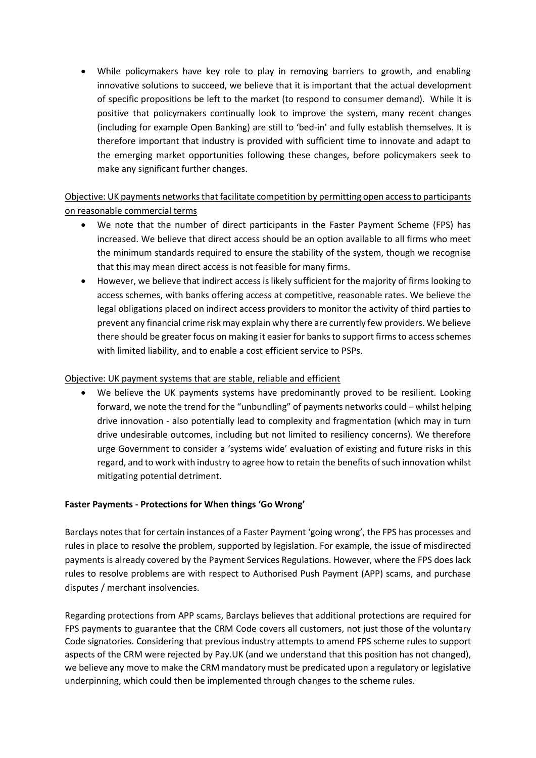- While policymakers have key role to play in removing barriers to growth, and enabling innovative solutions to succeed, we believe that it is important that the actual development of specific propositions be left to the market (to respond to consumer demand). While it is positive that policymakers continually look to improve the system, many recent changes (including for example Open Banking) are still to 'bed-in' and fully establish themselves. It is therefore important that industry is provided with sufficient time to innovate and adapt to the emerging market opportunities following these changes, before policymakers seek to make any significant further changes.

<u>Objective: UK payments networks that facilitate competition by permitting open access to participants on reasonable commercial terms</u>

- We note that the number of direct participants in the Faster Payment Scheme (FPS) has increased. We believe that direct access should be an option available to all firms who meet the minimum standards required to ensure the stability of the system, though we recognise that this may mean direct access is not feasible for many firms.
- However, we believe that indirect access is likely sufficient for the majority of firms looking to access schemes, with banks offering access at competitive, reasonable rates. We believe the legal obligations placed on indirect access providers to monitor the activity of third parties to prevent any financial crime risk may explain why there are currently few providers. We believe there should be greater focus on making it easier for banks to support firms to access schemes with limited liability, and to enable a cost efficient service to PSPs.

<u>Objective: UK payment systems that are stable, reliable and efficient</u>

- We believe the UK payments systems have predominantly proved to be resilient. Looking forward, we note the trend for the "unbundling" of payments networks could – whilst helping drive innovation - also potentially lead to complexity and fragmentation (which may in turn drive undesirable outcomes, including but not limited to resiliency concerns). We therefore urge Government to consider a 'systems wide' evaluation of existing and future risks in this regard, and to work with industry to agree how to retain the benefits of such innovation whilst mitigating potential detriment.

**Faster Payments - Protections for When things 'Go Wrong'**

Barclays notes that for certain instances of a Faster Payment 'going wrong', the FPS has processes and rules in place to resolve the problem, supported by legislation. For example, the issue of misdirected payments is already covered by the Payment Services Regulations. However, where the FPS does lack rules to resolve problems are with respect to Authorised Push Payment (APP) scams, and purchase disputes / merchant insolvencies.

Regarding protections from APP scams, Barclays believes that additional protections are required for FPS payments to guarantee that the CRM Code covers all customers, not just those of the voluntary Code signatories. Considering that previous industry attempts to amend FPS scheme rules to support aspects of the CRM were rejected by Pay.UK (and we understand that this position has not changed), we believe any move to make the CRM mandatory must be predicated upon a regulatory or legislative underpinning, which could then be implemented through changes to the scheme rules.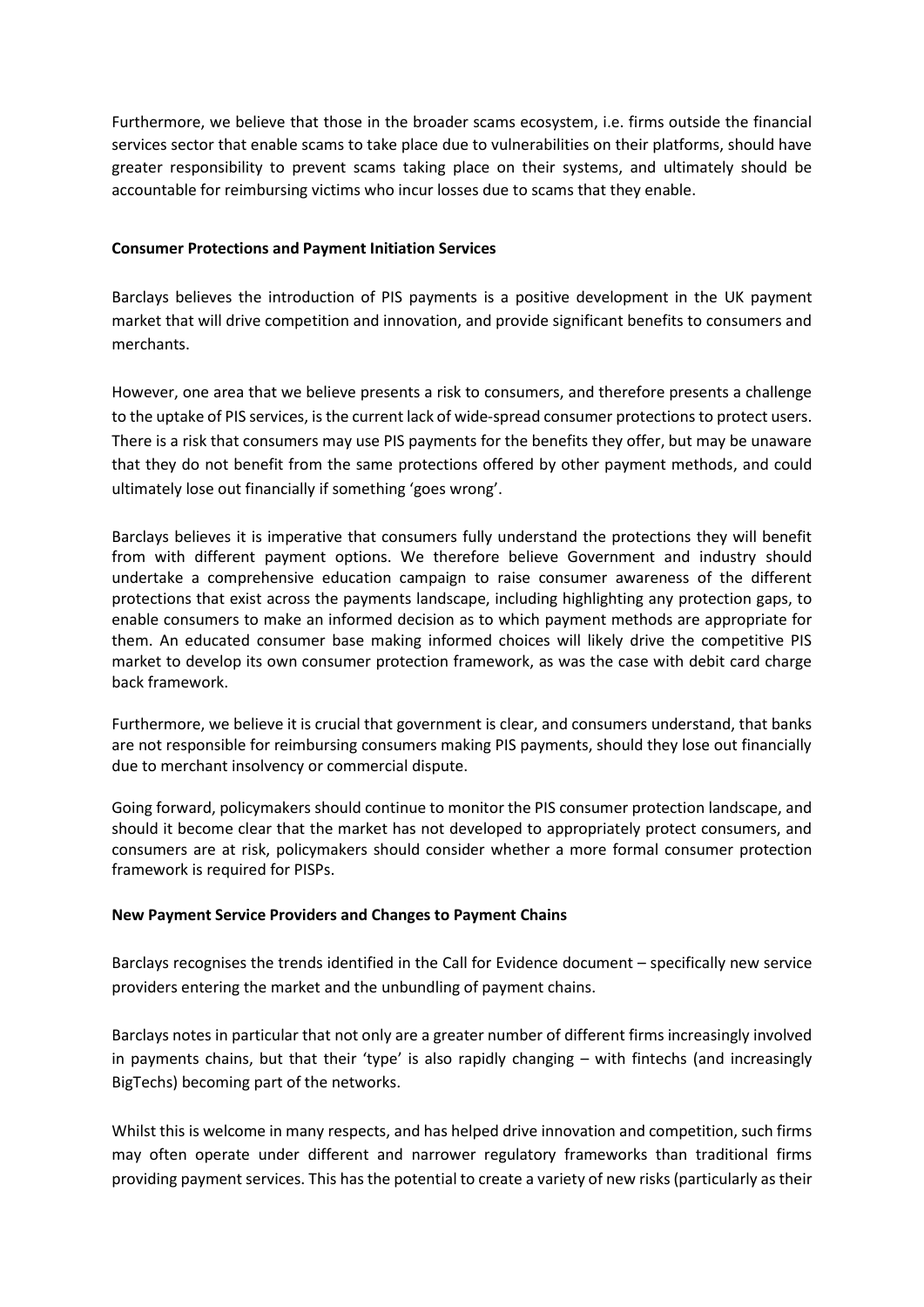Furthermore, we believe that those in the broader scams ecosystem, i.e. firms outside the financial services sector that enable scams to take place due to vulnerabilities on their platforms, should have greater responsibility to prevent scams taking place on their systems, and ultimately should be accountable for reimbursing victims who incur losses due to scams that they enable.

**Consumer Protections and Payment Initiation Services**

Barclays believes the introduction of PIS payments is a positive development in the UK payment market that will drive competition and innovation, and provide significant benefits to consumers and merchants.

However, one area that we believe presents a risk to consumers, and therefore presents a challenge to the uptake of PIS services, is the current lack of wide-spread consumer protections to protect users. There is a risk that consumers may use PIS payments for the benefits they offer, but may be unaware that they do not benefit from the same protections offered by other payment methods, and could ultimately lose out financially if something 'goes wrong'.

Barclays believes it is imperative that consumers fully understand the protections they will benefit from with different payment options. We therefore believe Government and industry should undertake a comprehensive education campaign to raise consumer awareness of the different protections that exist across the payments landscape, including highlighting any protection gaps, to enable consumers to make an informed decision as to which payment methods are appropriate for them. An educated consumer base making informed choices will likely drive the competitive PIS market to develop its own consumer protection framework, as was the case with debit card charge back framework.

Furthermore, we believe it is crucial that government is clear, and consumers understand, that banks are not responsible for reimbursing consumers making PIS payments, should they lose out financially due to merchant insolvency or commercial dispute.

Going forward, policymakers should continue to monitor the PIS consumer protection landscape, and should it become clear that the market has not developed to appropriately protect consumers, and consumers are at risk, policymakers should consider whether a more formal consumer protection framework is required for PISPs.

**New Payment Service Providers and Changes to Payment Chains**

Barclays recognises the trends identified in the Call for Evidence document – specifically new service providers entering the market and the unbundling of payment chains.

Barclays notes in particular that not only are a greater number of different firms increasingly involved in payments chains, but that their 'type' is also rapidly changing – with fintechs (and increasingly BigTechs) becoming part of the networks.

Whilst this is welcome in many respects, and has helped drive innovation and competition, such firms may often operate under different and narrower regulatory frameworks than traditional firms providing payment services. This has the potential to create a variety of new risks (particularly as their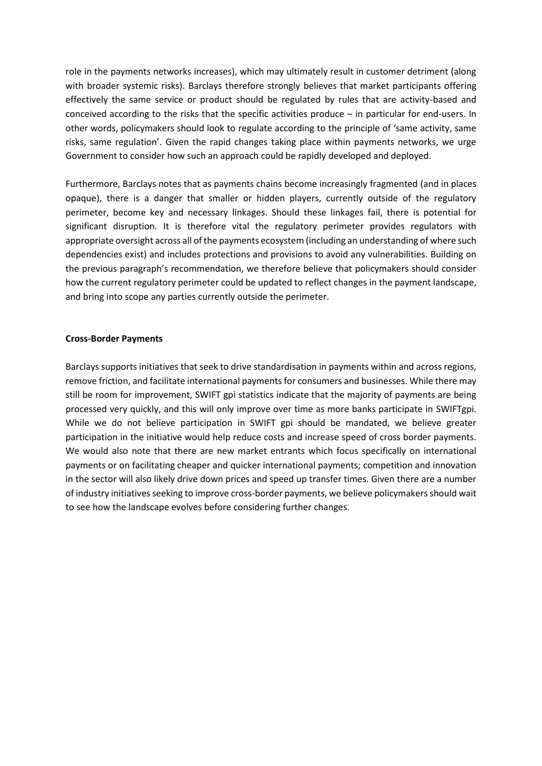role in the payments networks increases), which may ultimately result in customer detriment (along with broader systemic risks). Barclays therefore strongly believes that market participants offering effectively the same service or product should be regulated by rules that are activity-based and conceived according to the risks that the specific activities produce – in particular for end-users. In other words, policymakers should look to regulate according to the principle of 'same activity, same risks, same regulation'. Given the rapid changes taking place within payments networks, we urge Government to consider how such an approach could be rapidly developed and deployed.

Furthermore, Barclays notes that as payments chains become increasingly fragmented (and in places opaque), there is a danger that smaller or hidden players, currently outside of the regulatory perimeter, become key and necessary linkages. Should these linkages fail, there is potential for significant disruption. It is therefore vital the regulatory perimeter provides regulators with appropriate oversight across all of the payments ecosystem (including an understanding of where such dependencies exist) and includes protections and provisions to avoid any vulnerabilities. Building on the previous paragraph's recommendation, we therefore believe that policymakers should consider how the current regulatory perimeter could be updated to reflect changes in the payment landscape, and bring into scope any parties currently outside the perimeter.

**Cross-Border Payments**

Barclays supports initiatives that seek to drive standardisation in payments within and across regions, remove friction, and facilitate international payments for consumers and businesses. While there may still be room for improvement, SWIFT gpi statistics indicate that the majority of payments are being processed very quickly, and this will only improve over time as more banks participate in SWIFTgpi. While we do not believe participation in SWIFT gpi should be mandated, we believe greater participation in the initiative would help reduce costs and increase speed of cross border payments. We would also note that there are new market entrants which focus specifically on international payments or on facilitating cheaper and quicker international payments; competition and innovation in the sector will also likely drive down prices and speed up transfer times. Given there are a number of industry initiatives seeking to improve cross-border payments, we believe policymakers should wait to see how the landscape evolves before considering further changes.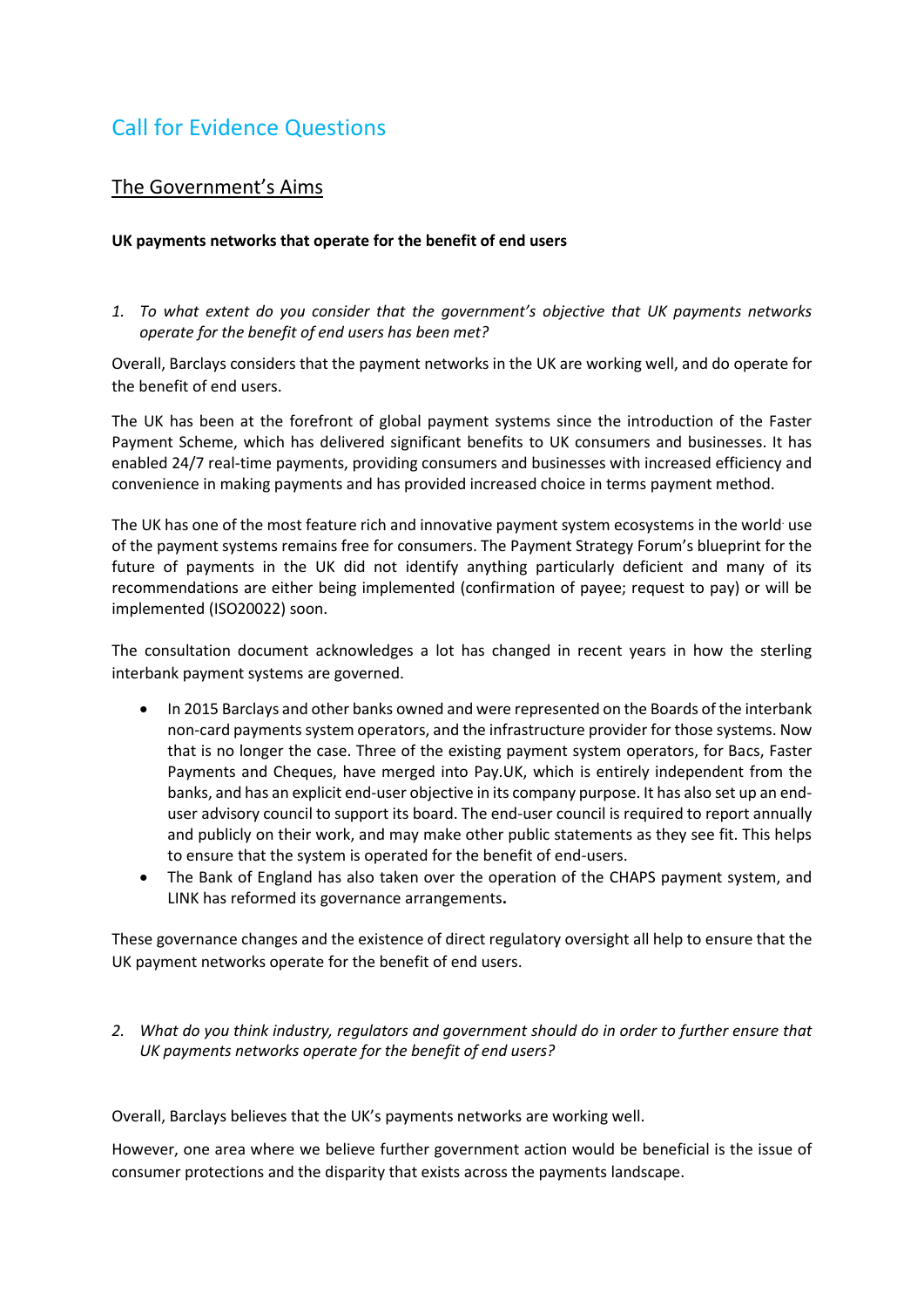## Call for Evidence Questions

### The Government's Aims

**UK payments networks that operate for the benefit of end users**

1. *To what extent do you consider that the government's objective that UK payments networks operate for the benefit of end users has been met?*

Overall, Barclays considers that the payment networks in the UK are working well, and do operate for the benefit of end users.

The UK has been at the forefront of global payment systems since the introduction of the Faster Payment Scheme, which has delivered significant benefits to UK consumers and businesses. It has enabled 24/7 real-time payments, providing consumers and businesses with increased efficiency and convenience in making payments and has provided increased choice in terms payment method.

The UK has one of the most feature rich and innovative payment system ecosystems in the world. use of the payment systems remains free for consumers. The Payment Strategy Forum's blueprint for the future of payments in the UK did not identify anything particularly deficient and many of its recommendations are either being implemented (confirmation of payee; request to pay) or will be implemented (ISO20022) soon.

The consultation document acknowledges a lot has changed in recent years in how the sterling interbank payment systems are governed.

- In 2015 Barclays and other banks owned and were represented on the Boards of the interbank non-card payments system operators, and the infrastructure provider for those systems. Now that is no longer the case. Three of the existing payment system operators, for Bacs, Faster Payments and Cheques, have merged into Pay.UK, which is entirely independent from the banks, and has an explicit end-user objective in its company purpose. It has also set up an end-user advisory council to support its board. The end-user council is required to report annually and publicly on their work, and may make other public statements as they see fit. This helps to ensure that the system is operated for the benefit of end-users.
- The Bank of England has also taken over the operation of the CHAPS payment system, and LINK has reformed its governance arrangements.

These governance changes and the existence of direct regulatory oversight all help to ensure that the UK payment networks operate for the benefit of end users.

2. *What do you think industry, regulators and government should do in order to further ensure that UK payments networks operate for the benefit of end users?*

Overall, Barclays believes that the UK's payments networks are working well.

However, one area where we believe further government action would be beneficial is the issue of consumer protections and the disparity that exists across the payments landscape.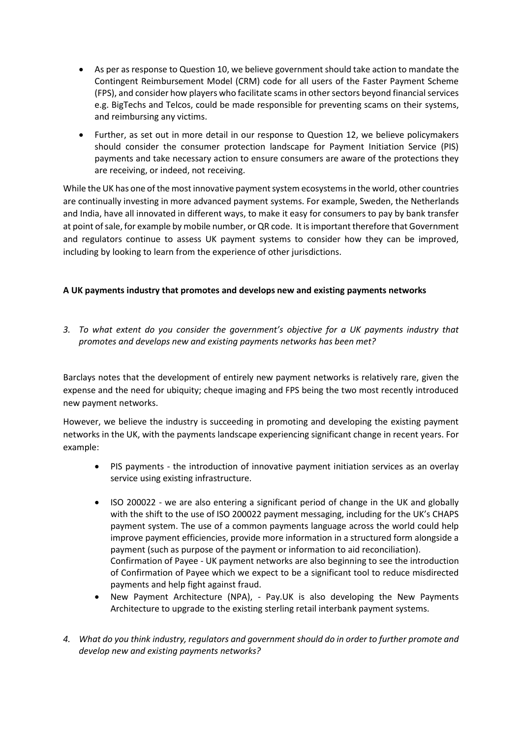- As per as response to Question 10, we believe government should take action to mandate the Contingent Reimbursement Model (CRM) code for all users of the Faster Payment Scheme (FPS), and consider how players who facilitate scams in other sectors beyond financial services e.g. BigTechs and Telcos, could be made responsible for preventing scams on their systems, and reimbursing any victims.

- Further, as set out in more detail in our response to Question 12, we believe policymakers should consider the consumer protection landscape for Payment Initiation Service (PIS) payments and take necessary action to ensure consumers are aware of the protections they are receiving, or indeed, not receiving.

While the UK has one of the most innovative payment system ecosystems in the world, other countries are continually investing in more advanced payment systems. For example, Sweden, the Netherlands and India, have all innovated in different ways, to make it easy for consumers to pay by bank transfer at point of sale, for example by mobile number, or QR code. It is important therefore that Government and regulators continue to assess UK payment systems to consider how they can be improved, including by looking to learn from the experience of other jurisdictions.

**A UK payments industry that promotes and develops new and existing payments networks**

3. *To what extent do you consider the government's objective for a UK payments industry that promotes and develops new and existing payments networks has been met?*

Barclays notes that the development of entirely new payment networks is relatively rare, given the expense and the need for ubiquity; cheque imaging and FPS being the two most recently introduced new payment networks.

However, we believe the industry is succeeding in promoting and developing the existing payment networks in the UK, with the payments landscape experiencing significant change in recent years. For example:

- PIS payments - the introduction of innovative payment initiation services as an overlay service using existing infrastructure.

- ISO 200022 - we are also entering a significant period of change in the UK and globally with the shift to the use of ISO 200022 payment messaging, including for the UK's CHAPS payment system. The use of a common payments language across the world could help improve payment efficiencies, provide more information in a structured form alongside a payment (such as purpose of the payment or information to aid reconciliation).
  Confirmation of Payee - UK payment networks are also beginning to see the introduction of Confirmation of Payee which we expect to be a significant tool to reduce misdirected payments and help fight against fraud.
- New Payment Architecture (NPA), - Pay.UK is also developing the New Payments Architecture to upgrade to the existing sterling retail interbank payment systems.

4. *What do you think industry, regulators and government should do in order to further promote and develop new and existing payments networks?*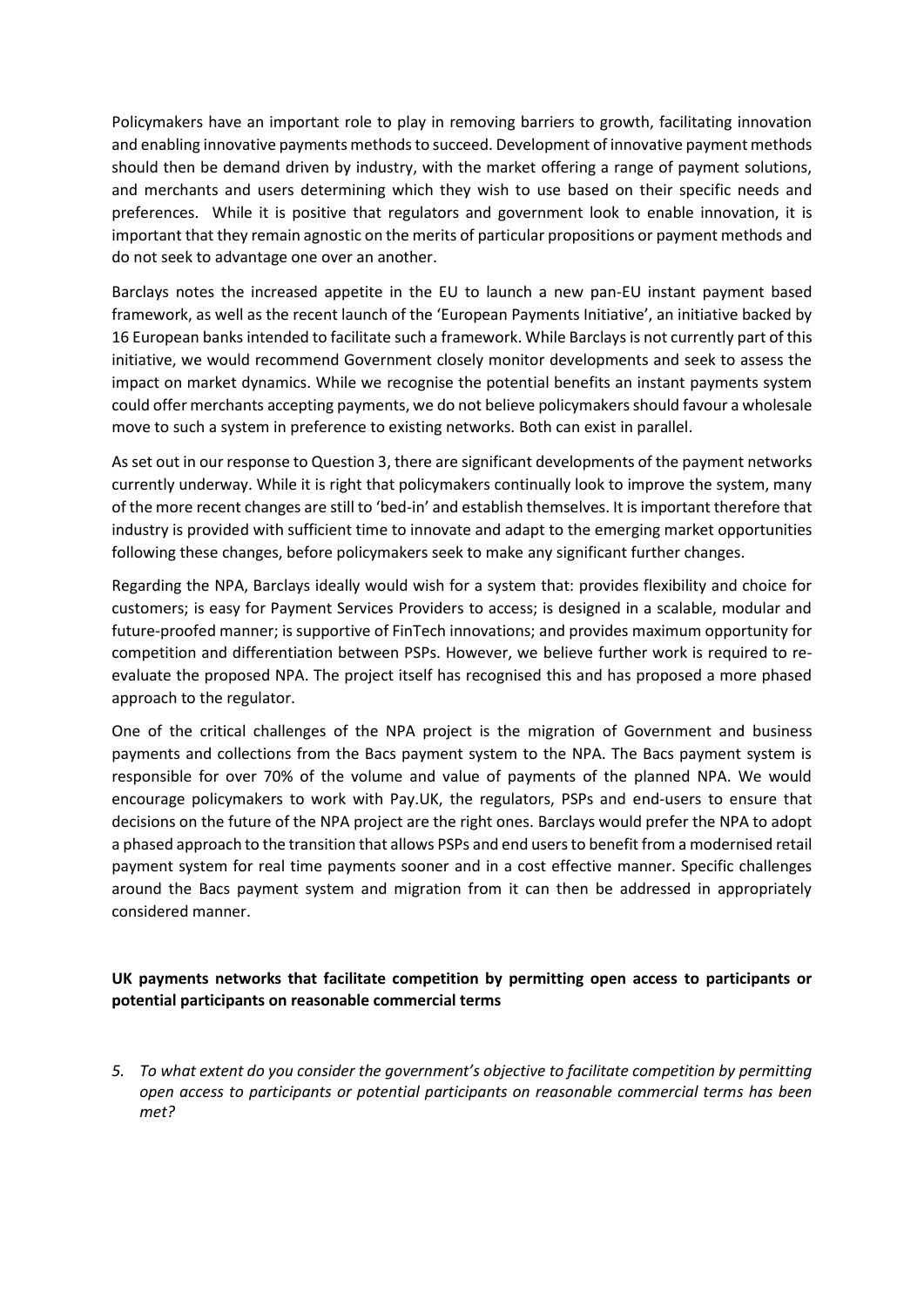Policymakers have an important role to play in removing barriers to growth, facilitating innovation and enabling innovative payments methods to succeed. Development of innovative payment methods should then be demand driven by industry, with the market offering a range of payment solutions, and merchants and users determining which they wish to use based on their specific needs and preferences. While it is positive that regulators and government look to enable innovation, it is important that they remain agnostic on the merits of particular propositions or payment methods and do not seek to advantage one over an another.

Barclays notes the increased appetite in the EU to launch a new pan-EU instant payment based framework, as well as the recent launch of the 'European Payments Initiative', an initiative backed by 16 European banks intended to facilitate such a framework. While Barclays is not currently part of this initiative, we would recommend Government closely monitor developments and seek to assess the impact on market dynamics. While we recognise the potential benefits an instant payments system could offer merchants accepting payments, we do not believe policymakers should favour a wholesale move to such a system in preference to existing networks. Both can exist in parallel.

As set out in our response to Question 3, there are significant developments of the payment networks currently underway. While it is right that policymakers continually look to improve the system, many of the more recent changes are still to 'bed-in' and establish themselves. It is important therefore that industry is provided with sufficient time to innovate and adapt to the emerging market opportunities following these changes, before policymakers seek to make any significant further changes.

Regarding the NPA, Barclays ideally would wish for a system that: provides flexibility and choice for customers; is easy for Payment Services Providers to access; is designed in a scalable, modular and future-proofed manner; is supportive of FinTech innovations; and provides maximum opportunity for competition and differentiation between PSPs. However, we believe further work is required to re-evaluate the proposed NPA. The project itself has recognised this and has proposed a more phased approach to the regulator.

One of the critical challenges of the NPA project is the migration of Government and business payments and collections from the Bacs payment system to the NPA. The Bacs payment system is responsible for over 70% of the volume and value of payments of the planned NPA. We would encourage policymakers to work with Pay.UK, the regulators, PSPs and end-users to ensure that decisions on the future of the NPA project are the right ones. Barclays would prefer the NPA to adopt a phased approach to the transition that allows PSPs and end users to benefit from a modernised retail payment system for real time payments sooner and in a cost effective manner. Specific challenges around the Bacs payment system and migration from it can then be addressed in appropriately considered manner.

**UK payments networks that facilitate competition by permitting open access to participants or potential participants on reasonable commercial terms**

5. *To what extent do you consider the government's objective to facilitate competition by permitting open access to participants or potential participants on reasonable commercial terms has been met?*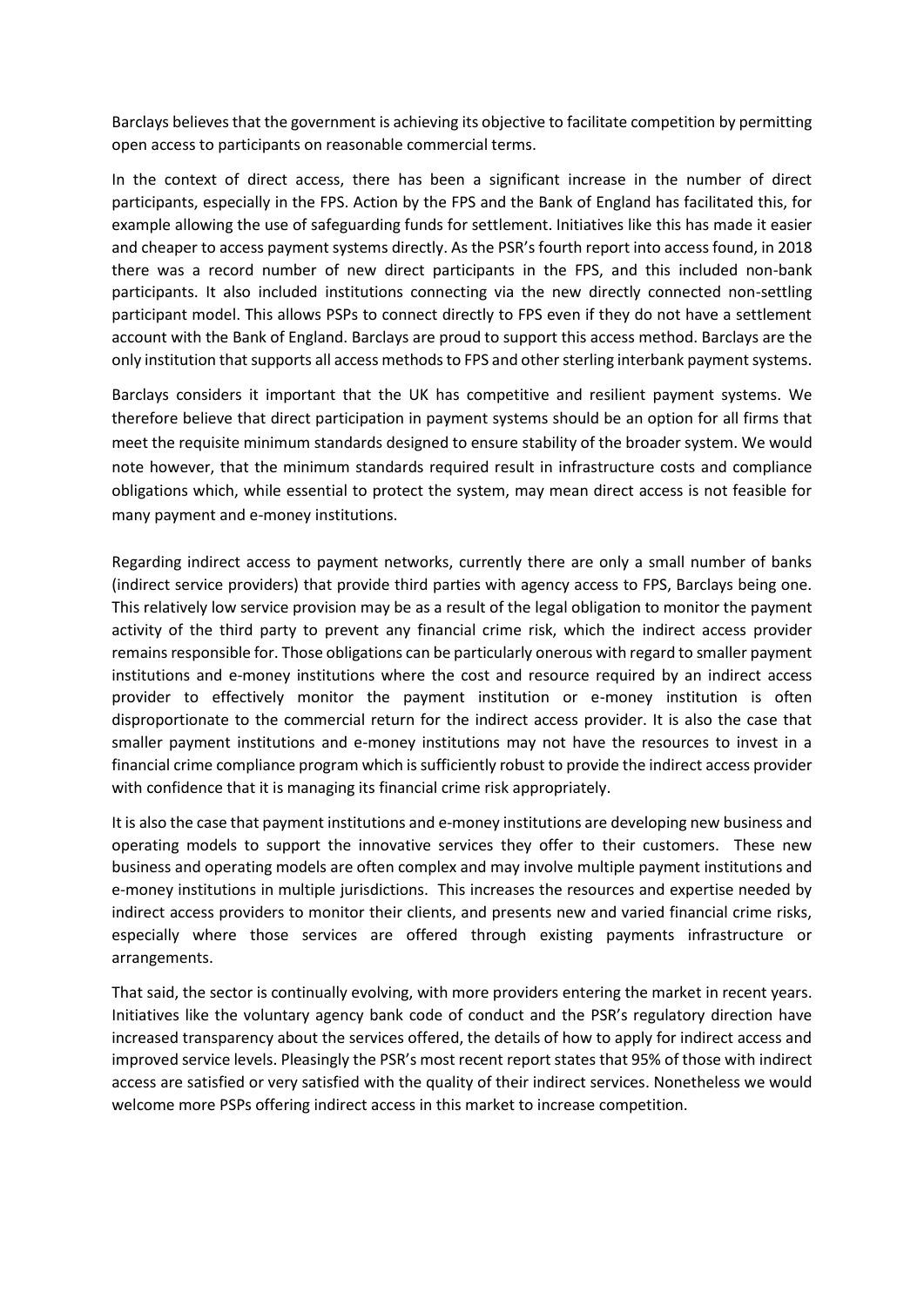Barclays believes that the government is achieving its objective to facilitate competition by permitting open access to participants on reasonable commercial terms.

In the context of direct access, there has been a significant increase in the number of direct participants, especially in the FPS. Action by the FPS and the Bank of England has facilitated this, for example allowing the use of safeguarding funds for settlement. Initiatives like this has made it easier and cheaper to access payment systems directly. As the PSR's fourth report into access found, in 2018 there was a record number of new direct participants in the FPS, and this included non-bank participants. It also included institutions connecting via the new directly connected non-settling participant model. This allows PSPs to connect directly to FPS even if they do not have a settlement account with the Bank of England. Barclays are proud to support this access method. Barclays are the only institution that supports all access methods to FPS and other sterling interbank payment systems.

Barclays considers it important that the UK has competitive and resilient payment systems. We therefore believe that direct participation in payment systems should be an option for all firms that meet the requisite minimum standards designed to ensure stability of the broader system. We would note however, that the minimum standards required result in infrastructure costs and compliance obligations which, while essential to protect the system, may mean direct access is not feasible for many payment and e-money institutions.

Regarding indirect access to payment networks, currently there are only a small number of banks (indirect service providers) that provide third parties with agency access to FPS, Barclays being one. This relatively low service provision may be as a result of the legal obligation to monitor the payment activity of the third party to prevent any financial crime risk, which the indirect access provider remains responsible for. Those obligations can be particularly onerous with regard to smaller payment institutions and e-money institutions where the cost and resource required by an indirect access provider to effectively monitor the payment institution or e-money institution is often disproportionate to the commercial return for the indirect access provider. It is also the case that smaller payment institutions and e-money institutions may not have the resources to invest in a financial crime compliance program which is sufficiently robust to provide the indirect access provider with confidence that it is managing its financial crime risk appropriately.

It is also the case that payment institutions and e-money institutions are developing new business and operating models to support the innovative services they offer to their customers. These new business and operating models are often complex and may involve multiple payment institutions and e-money institutions in multiple jurisdictions. This increases the resources and expertise needed by indirect access providers to monitor their clients, and presents new and varied financial crime risks, especially where those services are offered through existing payments infrastructure or arrangements.

That said, the sector is continually evolving, with more providers entering the market in recent years. Initiatives like the voluntary agency bank code of conduct and the PSR's regulatory direction have increased transparency about the services offered, the details of how to apply for indirect access and improved service levels. Pleasingly the PSR's most recent report states that 95% of those with indirect access are satisfied or very satisfied with the quality of their indirect services. Nonetheless we would welcome more PSPs offering indirect access in this market to increase competition.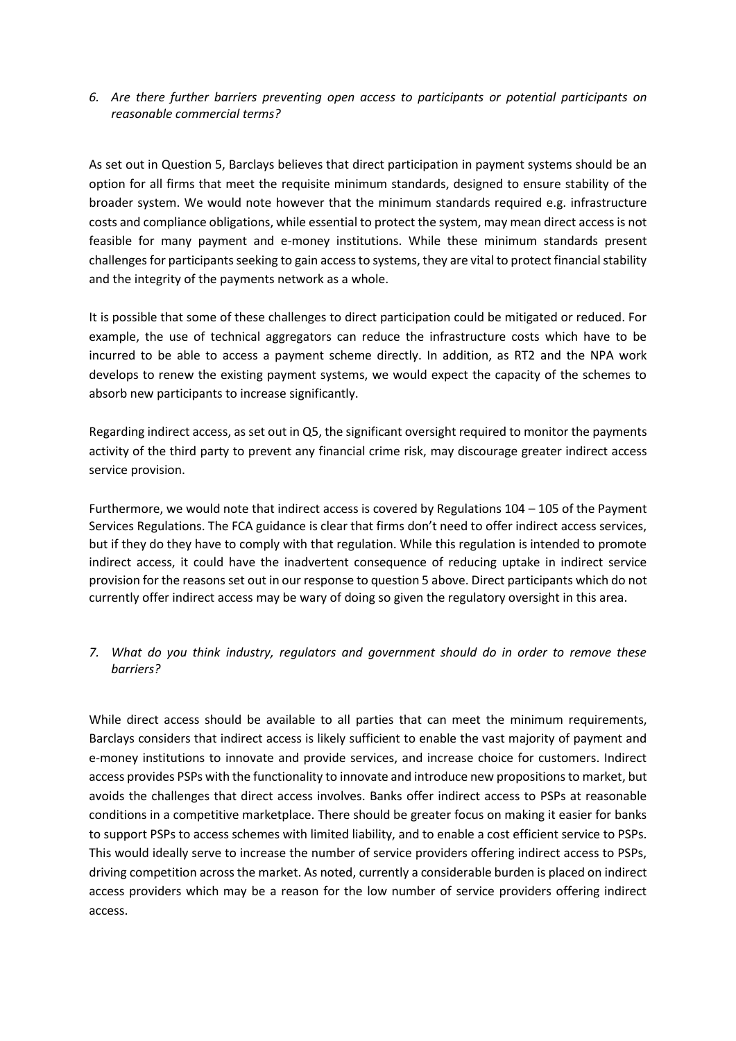*6. Are there further barriers preventing open access to participants or potential participants on reasonable commercial terms?*

As set out in Question 5, Barclays believes that direct participation in payment systems should be an option for all firms that meet the requisite minimum standards, designed to ensure stability of the broader system. We would note however that the minimum standards required e.g. infrastructure costs and compliance obligations, while essential to protect the system, may mean direct access is not feasible for many payment and e-money institutions. While these minimum standards present challenges for participants seeking to gain access to systems, they are vital to protect financial stability and the integrity of the payments network as a whole.

It is possible that some of these challenges to direct participation could be mitigated or reduced. For example, the use of technical aggregators can reduce the infrastructure costs which have to be incurred to be able to access a payment scheme directly. In addition, as RT2 and the NPA work develops to renew the existing payment systems, we would expect the capacity of the schemes to absorb new participants to increase significantly.

Regarding indirect access, as set out in Q5, the significant oversight required to monitor the payments activity of the third party to prevent any financial crime risk, may discourage greater indirect access service provision.

Furthermore, we would note that indirect access is covered by Regulations 104 – 105 of the Payment Services Regulations. The FCA guidance is clear that firms don't need to offer indirect access services, but if they do they have to comply with that regulation. While this regulation is intended to promote indirect access, it could have the inadvertent consequence of reducing uptake in indirect service provision for the reasons set out in our response to question 5 above. Direct participants which do not currently offer indirect access may be wary of doing so given the regulatory oversight in this area.

*7. What do you think industry, regulators and government should do in order to remove these barriers?*

While direct access should be available to all parties that can meet the minimum requirements, Barclays considers that indirect access is likely sufficient to enable the vast majority of payment and e-money institutions to innovate and provide services, and increase choice for customers. Indirect access provides PSPs with the functionality to innovate and introduce new propositions to market, but avoids the challenges that direct access involves. Banks offer indirect access to PSPs at reasonable conditions in a competitive marketplace. There should be greater focus on making it easier for banks to support PSPs to access schemes with limited liability, and to enable a cost efficient service to PSPs. This would ideally serve to increase the number of service providers offering indirect access to PSPs, driving competition across the market. As noted, currently a considerable burden is placed on indirect access providers which may be a reason for the low number of service providers offering indirect access.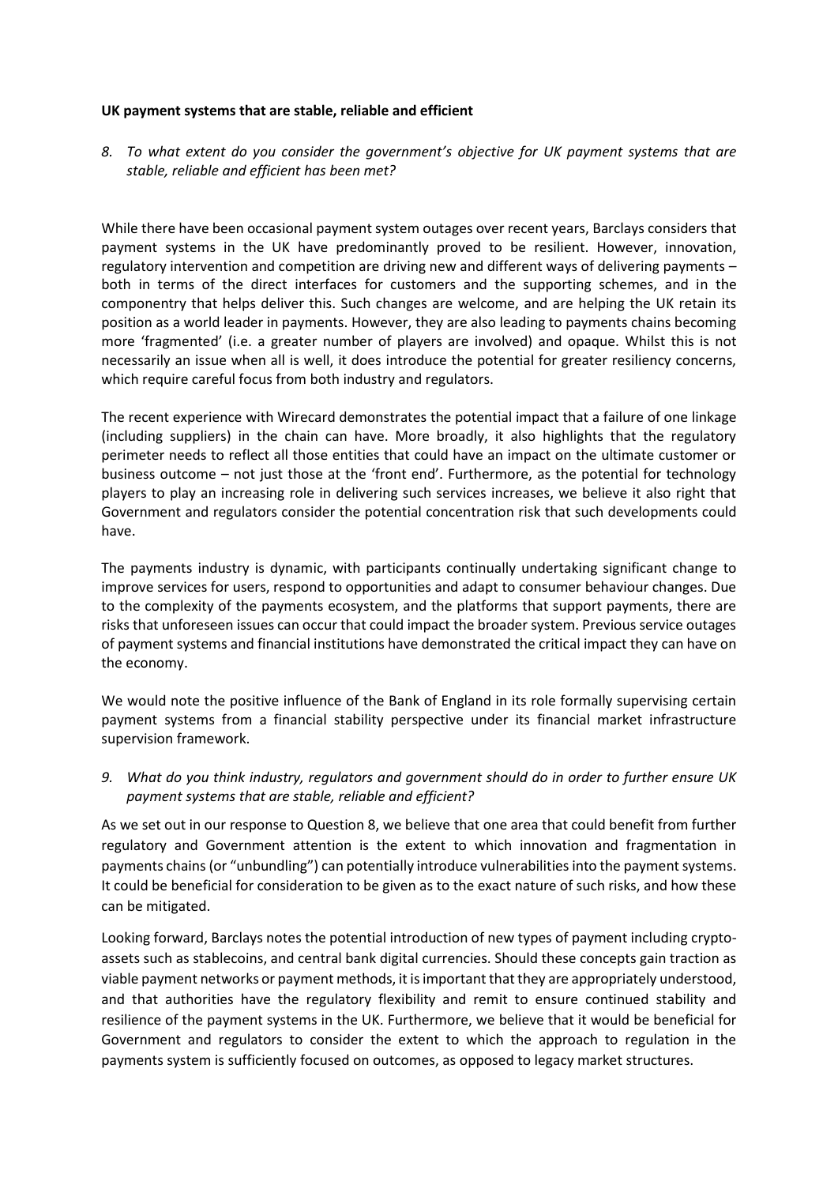**UK payment systems that are stable, reliable and efficient**

*8. To what extent do you consider the government's objective for UK payment systems that are stable, reliable and efficient has been met?*

While there have been occasional payment system outages over recent years, Barclays considers that payment systems in the UK have predominantly proved to be resilient. However, innovation, regulatory intervention and competition are driving new and different ways of delivering payments – both in terms of the direct interfaces for customers and the supporting schemes, and in the componentry that helps deliver this. Such changes are welcome, and are helping the UK retain its position as a world leader in payments. However, they are also leading to payments chains becoming more 'fragmented' (i.e. a greater number of players are involved) and opaque. Whilst this is not necessarily an issue when all is well, it does introduce the potential for greater resiliency concerns, which require careful focus from both industry and regulators.

The recent experience with Wirecard demonstrates the potential impact that a failure of one linkage (including suppliers) in the chain can have. More broadly, it also highlights that the regulatory perimeter needs to reflect all those entities that could have an impact on the ultimate customer or business outcome – not just those at the 'front end'. Furthermore, as the potential for technology players to play an increasing role in delivering such services increases, we believe it also right that Government and regulators consider the potential concentration risk that such developments could have.

The payments industry is dynamic, with participants continually undertaking significant change to improve services for users, respond to opportunities and adapt to consumer behaviour changes. Due to the complexity of the payments ecosystem, and the platforms that support payments, there are risks that unforeseen issues can occur that could impact the broader system. Previous service outages of payment systems and financial institutions have demonstrated the critical impact they can have on the economy.

We would note the positive influence of the Bank of England in its role formally supervising certain payment systems from a financial stability perspective under its financial market infrastructure supervision framework.

*9. What do you think industry, regulators and government should do in order to further ensure UK payment systems that are stable, reliable and efficient?*

As we set out in our response to Question 8, we believe that one area that could benefit from further regulatory and Government attention is the extent to which innovation and fragmentation in payments chains (or "unbundling") can potentially introduce vulnerabilities into the payment systems. It could be beneficial for consideration to be given as to the exact nature of such risks, and how these can be mitigated.

Looking forward, Barclays notes the potential introduction of new types of payment including crypto-assets such as stablecoins, and central bank digital currencies. Should these concepts gain traction as viable payment networks or payment methods, it is important that they are appropriately understood, and that authorities have the regulatory flexibility and remit to ensure continued stability and resilience of the payment systems in the UK. Furthermore, we believe that it would be beneficial for Government and regulators to consider the extent to which the approach to regulation in the payments system is sufficiently focused on outcomes, as opposed to legacy market structures.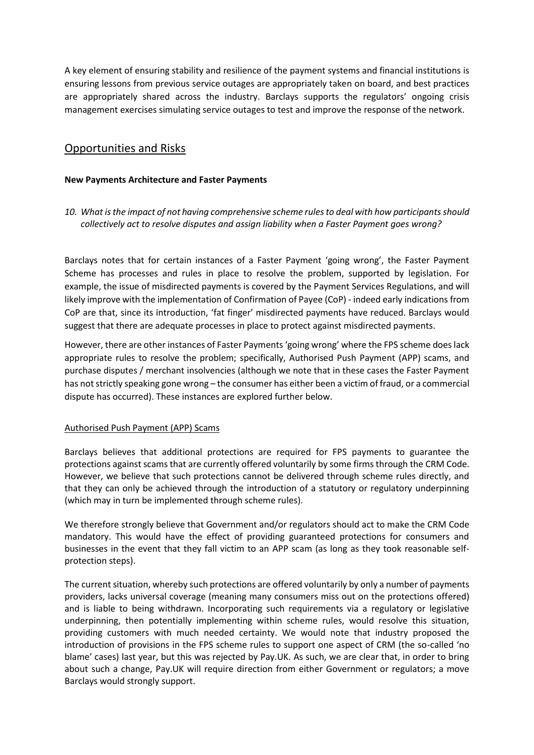A key element of ensuring stability and resilience of the payment systems and financial institutions is ensuring lessons from previous service outages are appropriately taken on board, and best practices are appropriately shared across the industry. Barclays supports the regulators' ongoing crisis management exercises simulating service outages to test and improve the response of the network.

## Opportunities and Risks

**New Payments Architecture and Faster Payments**

*10. What is the impact of not having comprehensive scheme rules to deal with how participants should collectively act to resolve disputes and assign liability when a Faster Payment goes wrong?*

Barclays notes that for certain instances of a Faster Payment 'going wrong', the Faster Payment Scheme has processes and rules in place to resolve the problem, supported by legislation. For example, the issue of misdirected payments is covered by the Payment Services Regulations, and will likely improve with the implementation of Confirmation of Payee (CoP) - indeed early indications from CoP are that, since its introduction, 'fat finger' misdirected payments have reduced. Barclays would suggest that there are adequate processes in place to protect against misdirected payments.

However, there are other instances of Faster Payments 'going wrong' where the FPS scheme does lack appropriate rules to resolve the problem; specifically, Authorised Push Payment (APP) scams, and purchase disputes / merchant insolvencies (although we note that in these cases the Faster Payment has not strictly speaking gone wrong – the consumer has either been a victim of fraud, or a commercial dispute has occurred). These instances are explored further below.

Authorised Push Payment (APP) Scams

Barclays believes that additional protections are required for FPS payments to guarantee the protections against scams that are currently offered voluntarily by some firms through the CRM Code. However, we believe that such protections cannot be delivered through scheme rules directly, and that they can only be achieved through the introduction of a statutory or regulatory underpinning (which may in turn be implemented through scheme rules).

We therefore strongly believe that Government and/or regulators should act to make the CRM Code mandatory. This would have the effect of providing guaranteed protections for consumers and businesses in the event that they fall victim to an APP scam (as long as they took reasonable self-protection steps).

The current situation, whereby such protections are offered voluntarily by only a number of payments providers, lacks universal coverage (meaning many consumers miss out on the protections offered) and is liable to being withdrawn. Incorporating such requirements via a regulatory or legislative underpinning, then potentially implementing within scheme rules, would resolve this situation, providing customers with much needed certainty. We would note that industry proposed the introduction of provisions in the FPS scheme rules to support one aspect of CRM (the so-called 'no blame' cases) last year, but this was rejected by Pay.UK. As such, we are clear that, in order to bring about such a change, Pay.UK will require direction from either Government or regulators; a move Barclays would strongly support.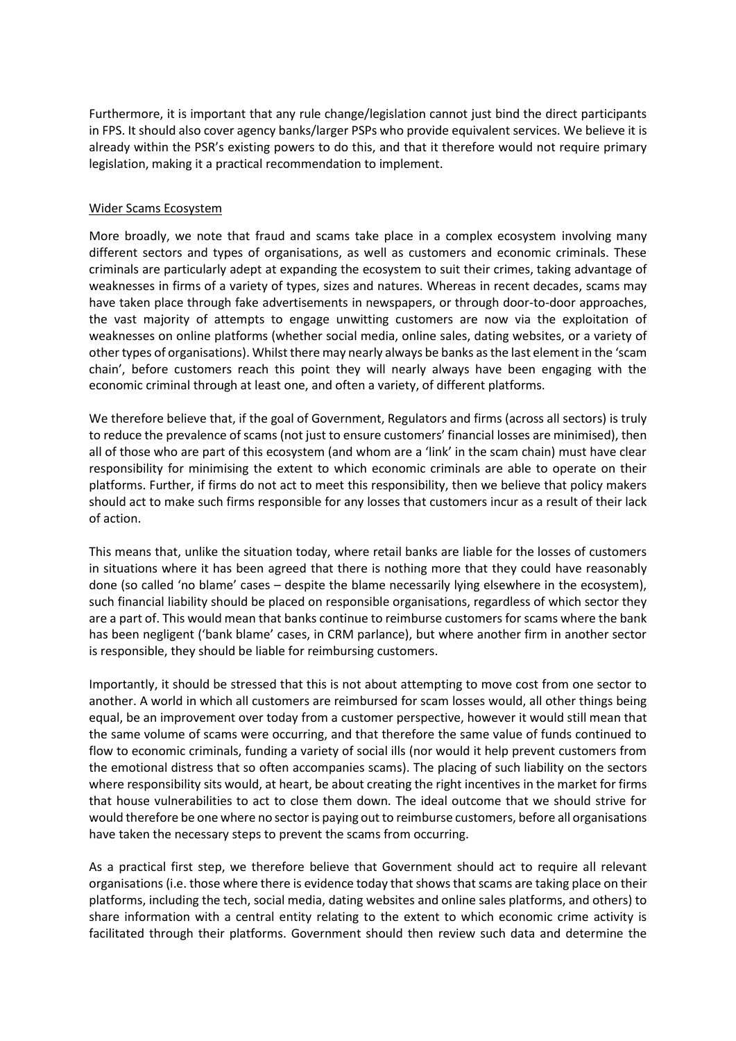Furthermore, it is important that any rule change/legislation cannot just bind the direct participants in FPS. It should also cover agency banks/larger PSPs who provide equivalent services. We believe it is already within the PSR's existing powers to do this, and that it therefore would not require primary legislation, making it a practical recommendation to implement.

## Wider Scams Ecosystem

More broadly, we note that fraud and scams take place in a complex ecosystem involving many different sectors and types of organisations, as well as customers and economic criminals. These criminals are particularly adept at expanding the ecosystem to suit their crimes, taking advantage of weaknesses in firms of a variety of types, sizes and natures. Whereas in recent decades, scams may have taken place through fake advertisements in newspapers, or through door-to-door approaches, the vast majority of attempts to engage unwitting customers are now via the exploitation of weaknesses on online platforms (whether social media, online sales, dating websites, or a variety of other types of organisations). Whilst there may nearly always be banks as the last element in the 'scam chain', before customers reach this point they will nearly always have been engaging with the economic criminal through at least one, and often a variety, of different platforms.

We therefore believe that, if the goal of Government, Regulators and firms (across all sectors) is truly to reduce the prevalence of scams (not just to ensure customers' financial losses are minimised), then all of those who are part of this ecosystem (and whom are a 'link' in the scam chain) must have clear responsibility for minimising the extent to which economic criminals are able to operate on their platforms. Further, if firms do not act to meet this responsibility, then we believe that policy makers should act to make such firms responsible for any losses that customers incur as a result of their lack of action.

This means that, unlike the situation today, where retail banks are liable for the losses of customers in situations where it has been agreed that there is nothing more that they could have reasonably done (so called 'no blame' cases – despite the blame necessarily lying elsewhere in the ecosystem), such financial liability should be placed on responsible organisations, regardless of which sector they are a part of. This would mean that banks continue to reimburse customers for scams where the bank has been negligent ('bank blame' cases, in CRM parlance), but where another firm in another sector is responsible, they should be liable for reimbursing customers.

Importantly, it should be stressed that this is not about attempting to move cost from one sector to another. A world in which all customers are reimbursed for scam losses would, all other things being equal, be an improvement over today from a customer perspective, however it would still mean that the same volume of scams were occurring, and that therefore the same value of funds continued to flow to economic criminals, funding a variety of social ills (nor would it help prevent customers from the emotional distress that so often accompanies scams). The placing of such liability on the sectors where responsibility sits would, at heart, be about creating the right incentives in the market for firms that house vulnerabilities to act to close them down. The ideal outcome that we should strive for would therefore be one where no sector is paying out to reimburse customers, before all organisations have taken the necessary steps to prevent the scams from occurring.

As a practical first step, we therefore believe that Government should act to require all relevant organisations (i.e. those where there is evidence today that shows that scams are taking place on their platforms, including the tech, social media, dating websites and online sales platforms, and others) to share information with a central entity relating to the extent to which economic crime activity is facilitated through their platforms. Government should then review such data and determine the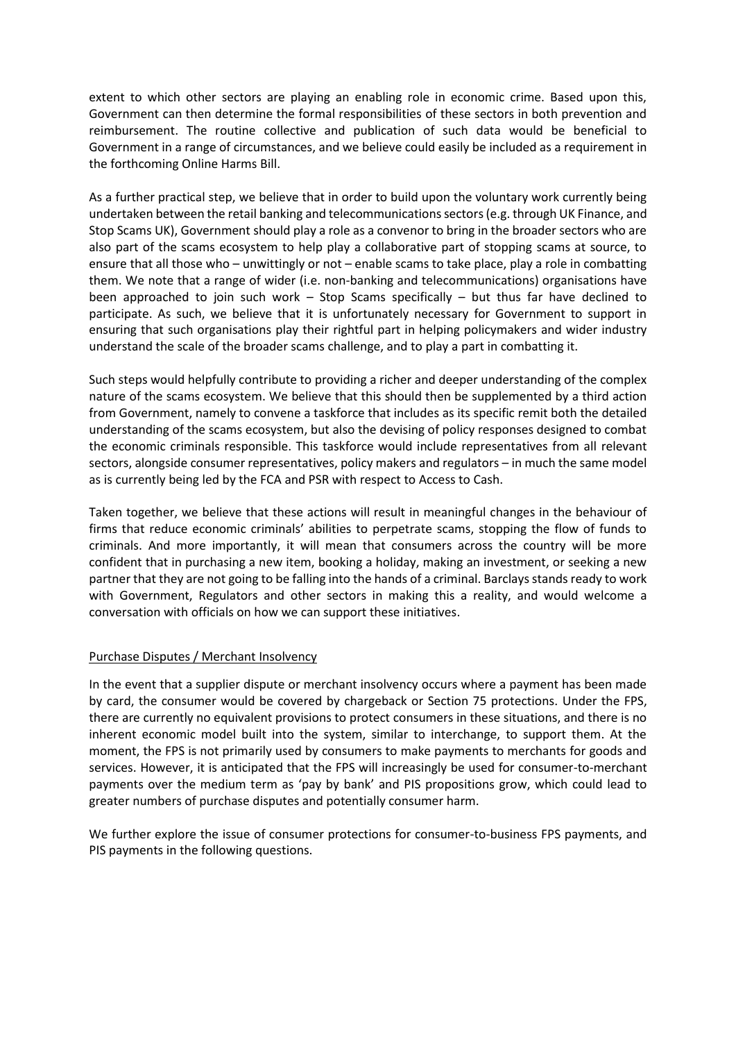extent to which other sectors are playing an enabling role in economic crime. Based upon this, Government can then determine the formal responsibilities of these sectors in both prevention and reimbursement. The routine collective and publication of such data would be beneficial to Government in a range of circumstances, and we believe could easily be included as a requirement in the forthcoming Online Harms Bill.

As a further practical step, we believe that in order to build upon the voluntary work currently being undertaken between the retail banking and telecommunications sectors (e.g. through UK Finance, and Stop Scams UK), Government should play a role as a convenor to bring in the broader sectors who are also part of the scams ecosystem to help play a collaborative part of stopping scams at source, to ensure that all those who – unwittingly or not – enable scams to take place, play a role in combatting them. We note that a range of wider (i.e. non-banking and telecommunications) organisations have been approached to join such work – Stop Scams specifically – but thus far have declined to participate. As such, we believe that it is unfortunately necessary for Government to support in ensuring that such organisations play their rightful part in helping policymakers and wider industry understand the scale of the broader scams challenge, and to play a part in combatting it.

Such steps would helpfully contribute to providing a richer and deeper understanding of the complex nature of the scams ecosystem. We believe that this should then be supplemented by a third action from Government, namely to convene a taskforce that includes as its specific remit both the detailed understanding of the scams ecosystem, but also the devising of policy responses designed to combat the economic criminals responsible. This taskforce would include representatives from all relevant sectors, alongside consumer representatives, policy makers and regulators – in much the same model as is currently being led by the FCA and PSR with respect to Access to Cash.

Taken together, we believe that these actions will result in meaningful changes in the behaviour of firms that reduce economic criminals' abilities to perpetrate scams, stopping the flow of funds to criminals. And more importantly, it will mean that consumers across the country will be more confident that in purchasing a new item, booking a holiday, making an investment, or seeking a new partner that they are not going to be falling into the hands of a criminal. Barclays stands ready to work with Government, Regulators and other sectors in making this a reality, and would welcome a conversation with officials on how we can support these initiatives.

<u>Purchase Disputes / Merchant Insolvency</u>

In the event that a supplier dispute or merchant insolvency occurs where a payment has been made by card, the consumer would be covered by chargeback or Section 75 protections. Under the FPS, there are currently no equivalent provisions to protect consumers in these situations, and there is no inherent economic model built into the system, similar to interchange, to support them. At the moment, the FPS is not primarily used by consumers to make payments to merchants for goods and services. However, it is anticipated that the FPS will increasingly be used for consumer-to-merchant payments over the medium term as 'pay by bank' and PIS propositions grow, which could lead to greater numbers of purchase disputes and potentially consumer harm.

We further explore the issue of consumer protections for consumer-to-business FPS payments, and PIS payments in the following questions.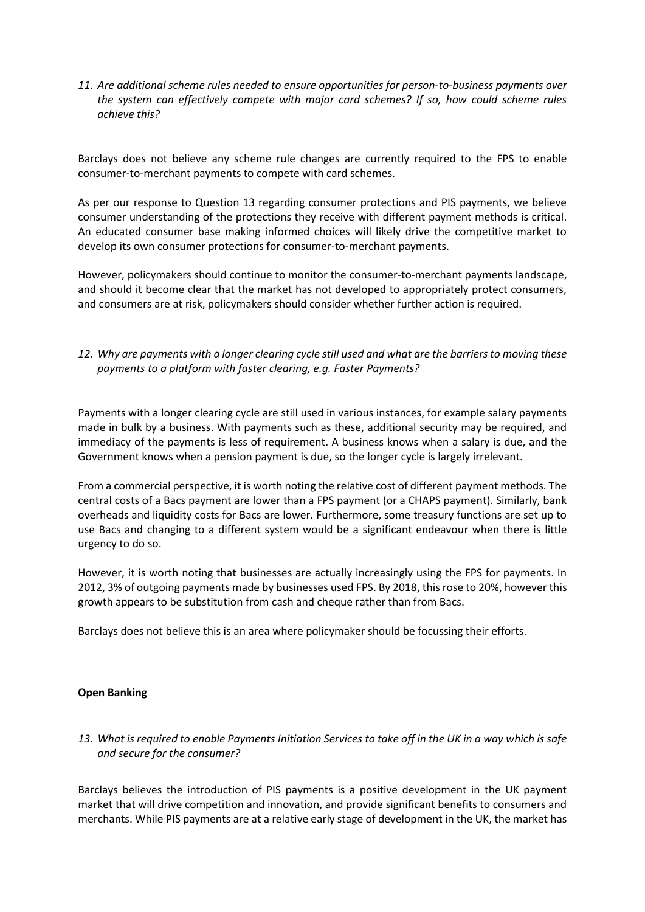*11. Are additional scheme rules needed to ensure opportunities for person-to-business payments over the system can effectively compete with major card schemes? If so, how could scheme rules achieve this?*

Barclays does not believe any scheme rule changes are currently required to the FPS to enable consumer-to-merchant payments to compete with card schemes.

As per our response to Question 13 regarding consumer protections and PIS payments, we believe consumer understanding of the protections they receive with different payment methods is critical. An educated consumer base making informed choices will likely drive the competitive market to develop its own consumer protections for consumer-to-merchant payments.

However, policymakers should continue to monitor the consumer-to-merchant payments landscape, and should it become clear that the market has not developed to appropriately protect consumers, and consumers are at risk, policymakers should consider whether further action is required.

*12. Why are payments with a longer clearing cycle still used and what are the barriers to moving these payments to a platform with faster clearing, e.g. Faster Payments?*

Payments with a longer clearing cycle are still used in various instances, for example salary payments made in bulk by a business. With payments such as these, additional security may be required, and immediacy of the payments is less of requirement. A business knows when a salary is due, and the Government knows when a pension payment is due, so the longer cycle is largely irrelevant.

From a commercial perspective, it is worth noting the relative cost of different payment methods. The central costs of a Bacs payment are lower than a FPS payment (or a CHAPS payment). Similarly, bank overheads and liquidity costs for Bacs are lower. Furthermore, some treasury functions are set up to use Bacs and changing to a different system would be a significant endeavour when there is little urgency to do so.

However, it is worth noting that businesses are actually increasingly using the FPS for payments. In 2012, 3% of outgoing payments made by businesses used FPS. By 2018, this rose to 20%, however this growth appears to be substitution from cash and cheque rather than from Bacs.

Barclays does not believe this is an area where policymaker should be focussing their efforts.

**Open Banking**

*13. What is required to enable Payments Initiation Services to take off in the UK in a way which is safe and secure for the consumer?*

Barclays believes the introduction of PIS payments is a positive development in the UK payment market that will drive competition and innovation, and provide significant benefits to consumers and merchants. While PIS payments are at a relative early stage of development in the UK, the market has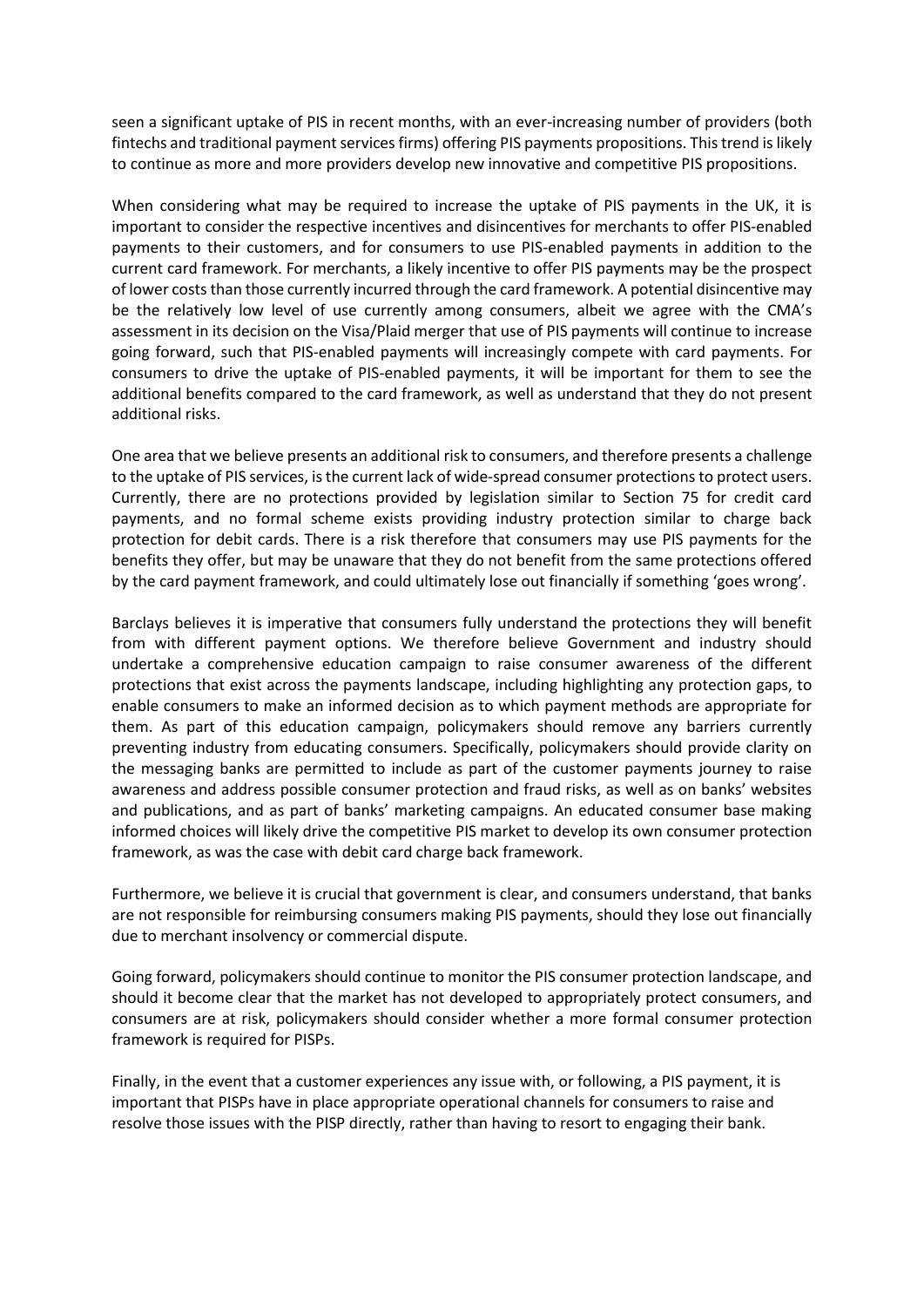seen a significant uptake of PIS in recent months, with an ever-increasing number of providers (both fintechs and traditional payment services firms) offering PIS payments propositions. This trend is likely to continue as more and more providers develop new innovative and competitive PIS propositions.

When considering what may be required to increase the uptake of PIS payments in the UK, it is important to consider the respective incentives and disincentives for merchants to offer PIS-enabled payments to their customers, and for consumers to use PIS-enabled payments in addition to the current card framework. For merchants, a likely incentive to offer PIS payments may be the prospect of lower costs than those currently incurred through the card framework. A potential disincentive may be the relatively low level of use currently among consumers, albeit we agree with the CMA's assessment in its decision on the Visa/Plaid merger that use of PIS payments will continue to increase going forward, such that PIS-enabled payments will increasingly compete with card payments. For consumers to drive the uptake of PIS-enabled payments, it will be important for them to see the additional benefits compared to the card framework, as well as understand that they do not present additional risks.

One area that we believe presents an additional risk to consumers, and therefore presents a challenge to the uptake of PIS services, is the current lack of wide-spread consumer protections to protect users. Currently, there are no protections provided by legislation similar to Section 75 for credit card payments, and no formal scheme exists providing industry protection similar to charge back protection for debit cards. There is a risk therefore that consumers may use PIS payments for the benefits they offer, but may be unaware that they do not benefit from the same protections offered by the card payment framework, and could ultimately lose out financially if something 'goes wrong'.

Barclays believes it is imperative that consumers fully understand the protections they will benefit from with different payment options. We therefore believe Government and industry should undertake a comprehensive education campaign to raise consumer awareness of the different protections that exist across the payments landscape, including highlighting any protection gaps, to enable consumers to make an informed decision as to which payment methods are appropriate for them. As part of this education campaign, policymakers should remove any barriers currently preventing industry from educating consumers. Specifically, policymakers should provide clarity on the messaging banks are permitted to include as part of the customer payments journey to raise awareness and address possible consumer protection and fraud risks, as well as on banks' websites and publications, and as part of banks' marketing campaigns. An educated consumer base making informed choices will likely drive the competitive PIS market to develop its own consumer protection framework, as was the case with debit card charge back framework.

Furthermore, we believe it is crucial that government is clear, and consumers understand, that banks are not responsible for reimbursing consumers making PIS payments, should they lose out financially due to merchant insolvency or commercial dispute.

Going forward, policymakers should continue to monitor the PIS consumer protection landscape, and should it become clear that the market has not developed to appropriately protect consumers, and consumers are at risk, policymakers should consider whether a more formal consumer protection framework is required for PISPs.

Finally, in the event that a customer experiences any issue with, or following, a PIS payment, it is important that PISPs have in place appropriate operational channels for consumers to raise and resolve those issues with the PISP directly, rather than having to resort to engaging their bank.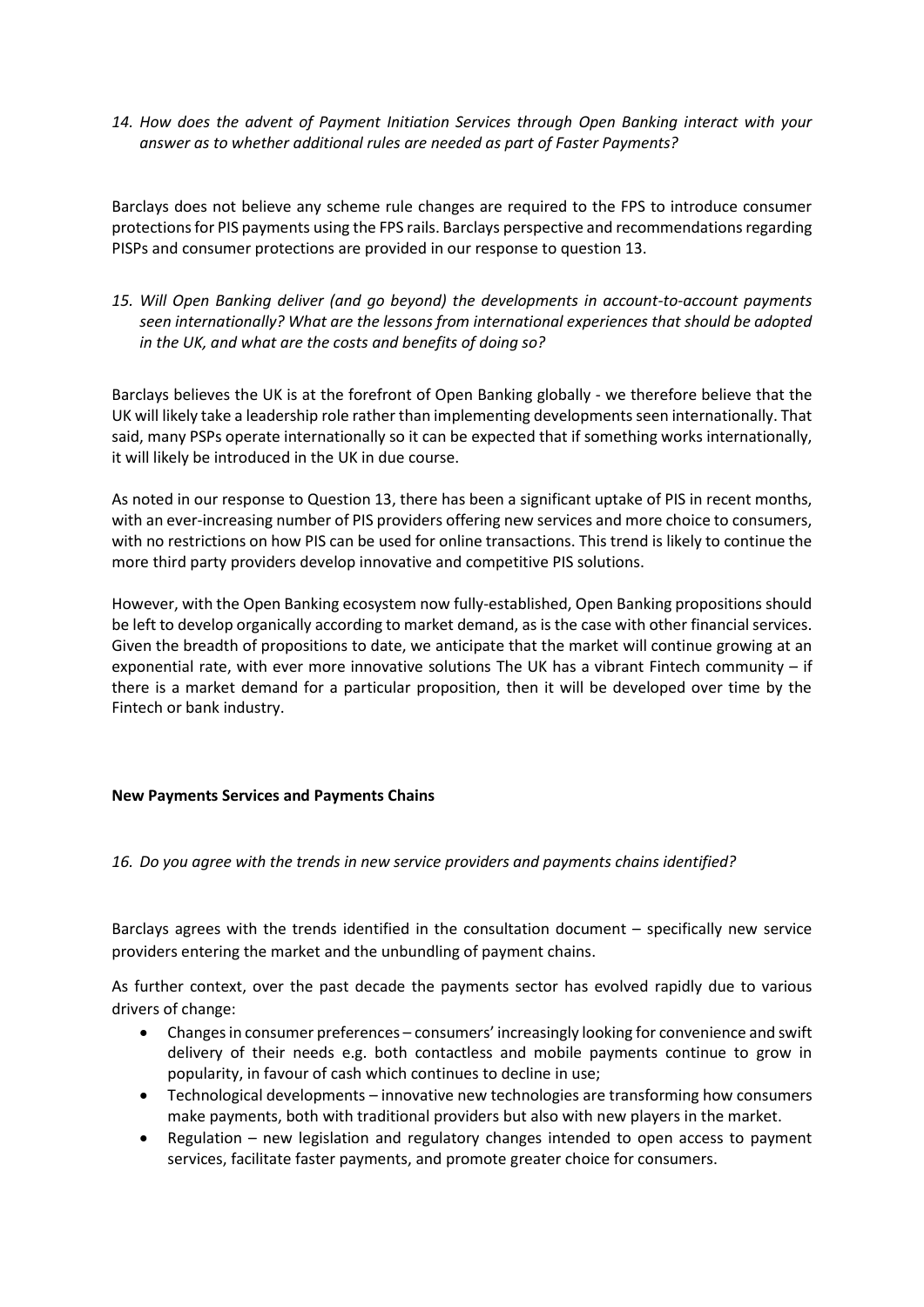*14. How does the advent of Payment Initiation Services through Open Banking interact with your answer as to whether additional rules are needed as part of Faster Payments?*

Barclays does not believe any scheme rule changes are required to the FPS to introduce consumer protections for PIS payments using the FPS rails. Barclays perspective and recommendations regarding PISPs and consumer protections are provided in our response to question 13.

*15. Will Open Banking deliver (and go beyond) the developments in account-to-account payments seen internationally? What are the lessons from international experiences that should be adopted in the UK, and what are the costs and benefits of doing so?*

Barclays believes the UK is at the forefront of Open Banking globally - we therefore believe that the UK will likely take a leadership role rather than implementing developments seen internationally. That said, many PSPs operate internationally so it can be expected that if something works internationally, it will likely be introduced in the UK in due course.

As noted in our response to Question 13, there has been a significant uptake of PIS in recent months, with an ever-increasing number of PIS providers offering new services and more choice to consumers, with no restrictions on how PIS can be used for online transactions. This trend is likely to continue the more third party providers develop innovative and competitive PIS solutions.

However, with the Open Banking ecosystem now fully-established, Open Banking propositions should be left to develop organically according to market demand, as is the case with other financial services. Given the breadth of propositions to date, we anticipate that the market will continue growing at an exponential rate, with ever more innovative solutions The UK has a vibrant Fintech community – if there is a market demand for a particular proposition, then it will be developed over time by the Fintech or bank industry.

**New Payments Services and Payments Chains**

*16. Do you agree with the trends in new service providers and payments chains identified?*

Barclays agrees with the trends identified in the consultation document – specifically new service providers entering the market and the unbundling of payment chains.

As further context, over the past decade the payments sector has evolved rapidly due to various drivers of change:

- Changes in consumer preferences – consumers' increasingly looking for convenience and swift delivery of their needs e.g. both contactless and mobile payments continue to grow in popularity, in favour of cash which continues to decline in use;
- Technological developments – innovative new technologies are transforming how consumers make payments, both with traditional providers but also with new players in the market.
- Regulation – new legislation and regulatory changes intended to open access to payment services, facilitate faster payments, and promote greater choice for consumers.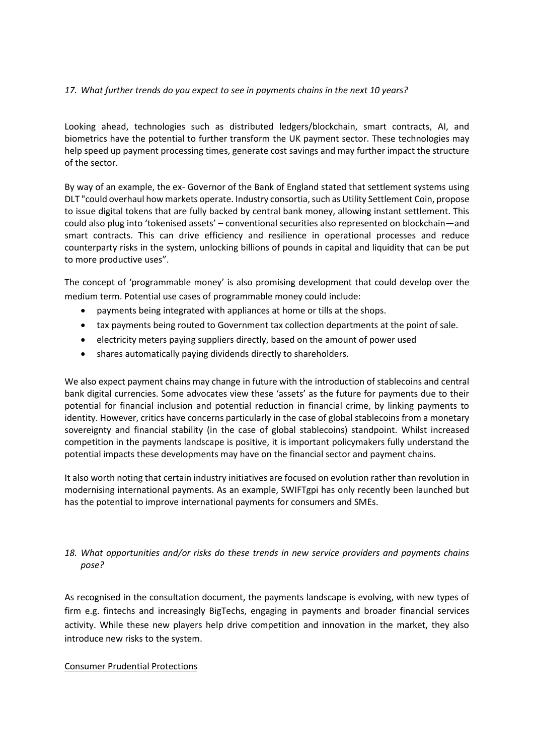*17. What further trends do you expect to see in payments chains in the next 10 years?*

Looking ahead, technologies such as distributed ledgers/blockchain, smart contracts, AI, and biometrics have the potential to further transform the UK payment sector. These technologies may help speed up payment processing times, generate cost savings and may further impact the structure of the sector.

By way of an example, the ex- Governor of the Bank of England stated that settlement systems using DLT "could overhaul how markets operate. Industry consortia, such as Utility Settlement Coin, propose to issue digital tokens that are fully backed by central bank money, allowing instant settlement. This could also plug into 'tokenised assets' – conventional securities also represented on blockchain—and smart contracts. This can drive efficiency and resilience in operational processes and reduce counterparty risks in the system, unlocking billions of pounds in capital and liquidity that can be put to more productive uses".

The concept of 'programmable money' is also promising development that could develop over the medium term. Potential use cases of programmable money could include:

- payments being integrated with appliances at home or tills at the shops.
- tax payments being routed to Government tax collection departments at the point of sale.
- electricity meters paying suppliers directly, based on the amount of power used
- shares automatically paying dividends directly to shareholders.

We also expect payment chains may change in future with the introduction of stablecoins and central bank digital currencies. Some advocates view these 'assets' as the future for payments due to their potential for financial inclusion and potential reduction in financial crime, by linking payments to identity. However, critics have concerns particularly in the case of global stablecoins from a monetary sovereignty and financial stability (in the case of global stablecoins) standpoint. Whilst increased competition in the payments landscape is positive, it is important policymakers fully understand the potential impacts these developments may have on the financial sector and payment chains.

It also worth noting that certain industry initiatives are focused on evolution rather than revolution in modernising international payments. As an example, SWIFTgpi has only recently been launched but has the potential to improve international payments for consumers and SMEs.

*18. What opportunities and/or risks do these trends in new service providers and payments chains pose?*

As recognised in the consultation document, the payments landscape is evolving, with new types of firm e.g. fintechs and increasingly BigTechs, engaging in payments and broader financial services activity. While these new players help drive competition and innovation in the market, they also introduce new risks to the system.

<u>Consumer Prudential Protections</u>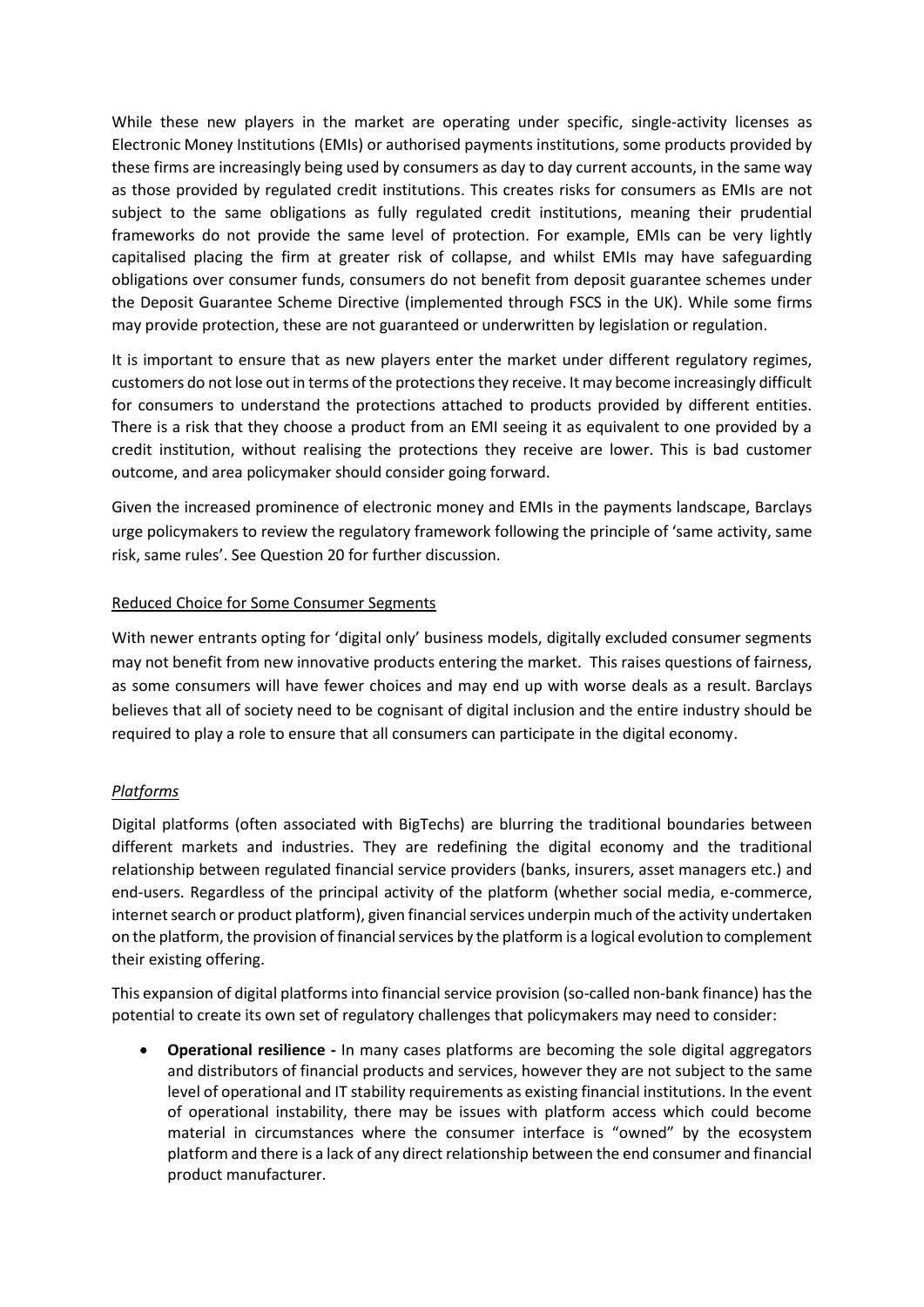While these new players in the market are operating under specific, single-activity licenses as Electronic Money Institutions (EMIs) or authorised payments institutions, some products provided by these firms are increasingly being used by consumers as day to day current accounts, in the same way as those provided by regulated credit institutions. This creates risks for consumers as EMIs are not subject to the same obligations as fully regulated credit institutions, meaning their prudential frameworks do not provide the same level of protection. For example, EMIs can be very lightly capitalised placing the firm at greater risk of collapse, and whilst EMIs may have safeguarding obligations over consumer funds, consumers do not benefit from deposit guarantee schemes under the Deposit Guarantee Scheme Directive (implemented through FSCS in the UK). While some firms may provide protection, these are not guaranteed or underwritten by legislation or regulation.

It is important to ensure that as new players enter the market under different regulatory regimes, customers do not lose out in terms of the protections they receive. It may become increasingly difficult for consumers to understand the protections attached to products provided by different entities. There is a risk that they choose a product from an EMI seeing it as equivalent to one provided by a credit institution, without realising the protections they receive are lower. This is bad customer outcome, and area policymaker should consider going forward.

Given the increased prominence of electronic money and EMIs in the payments landscape, Barclays urge policymakers to review the regulatory framework following the principle of 'same activity, same risk, same rules'. See Question 20 for further discussion.

<u>Reduced Choice for Some Consumer Segments</u>

With newer entrants opting for 'digital only' business models, digitally excluded consumer segments may not benefit from new innovative products entering the market. This raises questions of fairness, as some consumers will have fewer choices and may end up with worse deals as a result. Barclays believes that all of society need to be cognisant of digital inclusion and the entire industry should be required to play a role to ensure that all consumers can participate in the digital economy.

*<u>Platforms</u>*

Digital platforms (often associated with BigTechs) are blurring the traditional boundaries between different markets and industries. They are redefining the digital economy and the traditional relationship between regulated financial service providers (banks, insurers, asset managers etc.) and end-users. Regardless of the principal activity of the platform (whether social media, e-commerce, internet search or product platform), given financial services underpin much of the activity undertaken on the platform, the provision of financial services by the platform is a logical evolution to complement their existing offering.

This expansion of digital platforms into financial service provision (so-called non-bank finance) has the potential to create its own set of regulatory challenges that policymakers may need to consider:

- **Operational resilience -** In many cases platforms are becoming the sole digital aggregators and distributors of financial products and services, however they are not subject to the same level of operational and IT stability requirements as existing financial institutions. In the event of operational instability, there may be issues with platform access which could become material in circumstances where the consumer interface is "owned" by the ecosystem platform and there is a lack of any direct relationship between the end consumer and financial product manufacturer.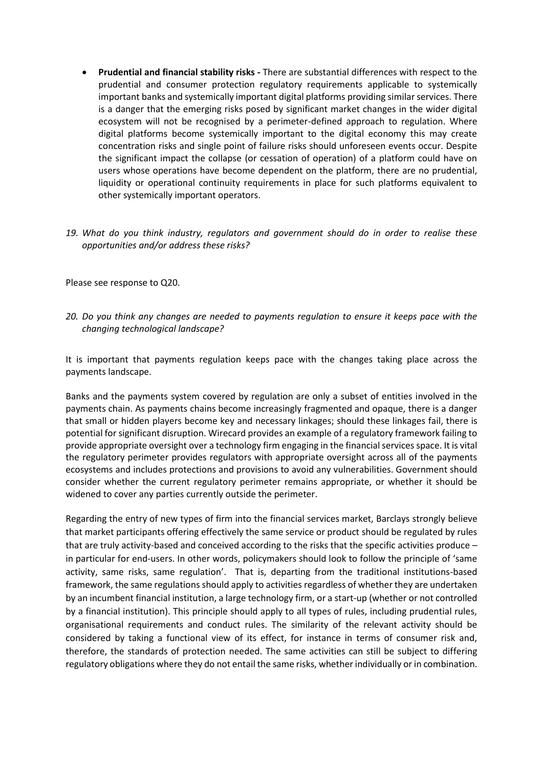- **Prudential and financial stability risks -** There are substantial differences with respect to the prudential and consumer protection regulatory requirements applicable to systemically important banks and systemically important digital platforms providing similar services. There is a danger that the emerging risks posed by significant market changes in the wider digital ecosystem will not be recognised by a perimeter-defined approach to regulation. Where digital platforms become systemically important to the digital economy this may create concentration risks and single point of failure risks should unforeseen events occur. Despite the significant impact the collapse (or cessation of operation) of a platform could have on users whose operations have become dependent on the platform, there are no prudential, liquidity or operational continuity requirements in place for such platforms equivalent to other systemically important operators.

*19. What do you think industry, regulators and government should do in order to realise these opportunities and/or address these risks?*

Please see response to Q20.

*20. Do you think any changes are needed to payments regulation to ensure it keeps pace with the changing technological landscape?*

It is important that payments regulation keeps pace with the changes taking place across the payments landscape.

Banks and the payments system covered by regulation are only a subset of entities involved in the payments chain. As payments chains become increasingly fragmented and opaque, there is a danger that small or hidden players become key and necessary linkages; should these linkages fail, there is potential for significant disruption. Wirecard provides an example of a regulatory framework failing to provide appropriate oversight over a technology firm engaging in the financial services space. It is vital the regulatory perimeter provides regulators with appropriate oversight across all of the payments ecosystems and includes protections and provisions to avoid any vulnerabilities. Government should consider whether the current regulatory perimeter remains appropriate, or whether it should be widened to cover any parties currently outside the perimeter.

Regarding the entry of new types of firm into the financial services market, Barclays strongly believe that market participants offering effectively the same service or product should be regulated by rules that are truly activity-based and conceived according to the risks that the specific activities produce – in particular for end-users. In other words, policymakers should look to follow the principle of 'same activity, same risks, same regulation'. That is, departing from the traditional institutions-based framework, the same regulations should apply to activities regardless of whether they are undertaken by an incumbent financial institution, a large technology firm, or a start-up (whether or not controlled by a financial institution). This principle should apply to all types of rules, including prudential rules, organisational requirements and conduct rules. The similarity of the relevant activity should be considered by taking a functional view of its effect, for instance in terms of consumer risk and, therefore, the standards of protection needed. The same activities can still be subject to differing regulatory obligations where they do not entail the same risks, whether individually or in combination.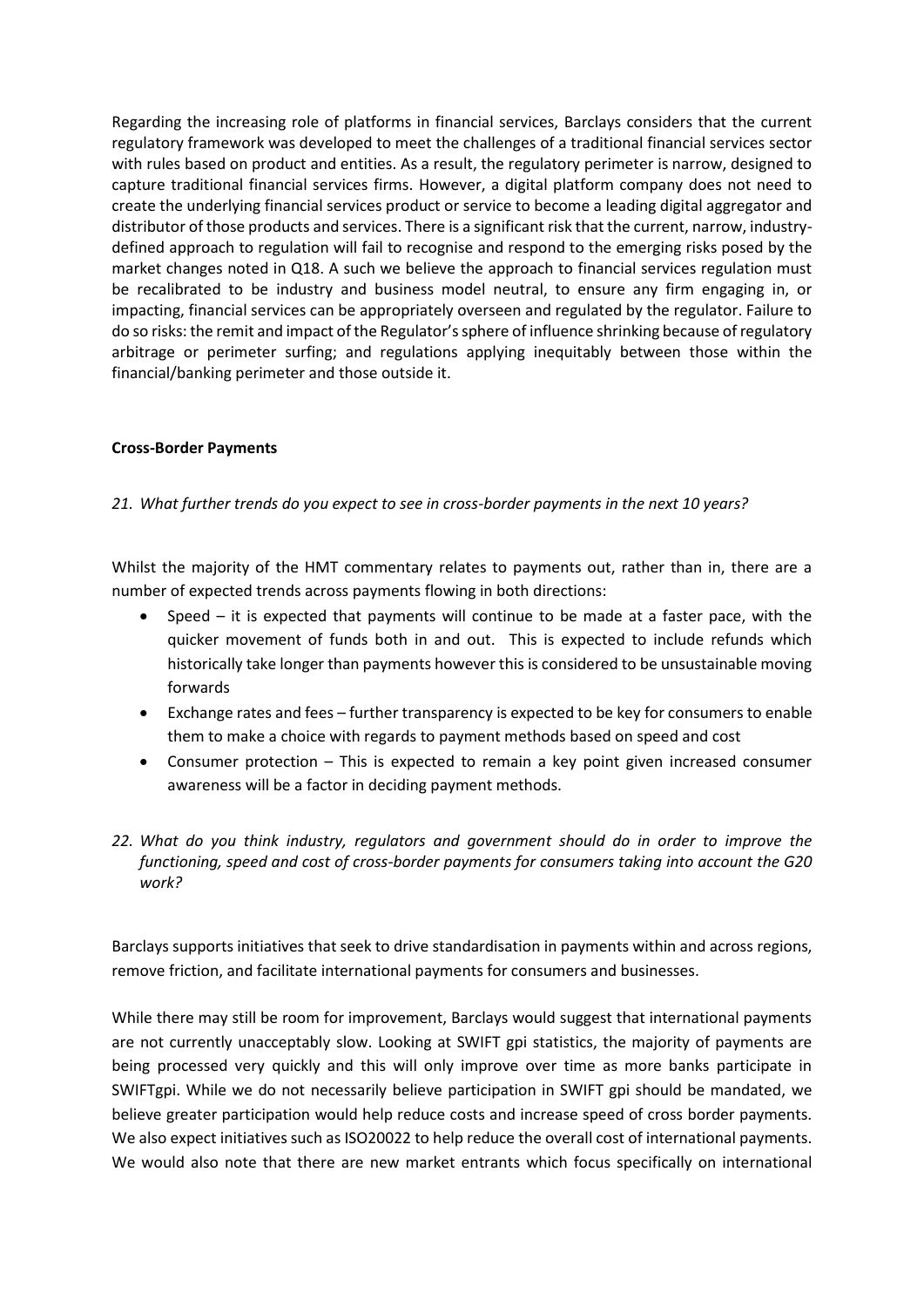Regarding the increasing role of platforms in financial services, Barclays considers that the current regulatory framework was developed to meet the challenges of a traditional financial services sector with rules based on product and entities. As a result, the regulatory perimeter is narrow, designed to capture traditional financial services firms. However, a digital platform company does not need to create the underlying financial services product or service to become a leading digital aggregator and distributor of those products and services. There is a significant risk that the current, narrow, industry-defined approach to regulation will fail to recognise and respond to the emerging risks posed by the market changes noted in Q18. A such we believe the approach to financial services regulation must be recalibrated to be industry and business model neutral, to ensure any firm engaging in, or impacting, financial services can be appropriately overseen and regulated by the regulator. Failure to do so risks: the remit and impact of the Regulator's sphere of influence shrinking because of regulatory arbitrage or perimeter surfing; and regulations applying inequitably between those within the financial/banking perimeter and those outside it.

**Cross-Border Payments**

*21. What further trends do you expect to see in cross-border payments in the next 10 years?*

Whilst the majority of the HMT commentary relates to payments out, rather than in, there are a number of expected trends across payments flowing in both directions:

- Speed – it is expected that payments will continue to be made at a faster pace, with the quicker movement of funds both in and out. This is expected to include refunds which historically take longer than payments however this is considered to be unsustainable moving forwards
- Exchange rates and fees – further transparency is expected to be key for consumers to enable them to make a choice with regards to payment methods based on speed and cost
- Consumer protection – This is expected to remain a key point given increased consumer awareness will be a factor in deciding payment methods.

*22. What do you think industry, regulators and government should do in order to improve the functioning, speed and cost of cross-border payments for consumers taking into account the G20 work?*

Barclays supports initiatives that seek to drive standardisation in payments within and across regions, remove friction, and facilitate international payments for consumers and businesses.

While there may still be room for improvement, Barclays would suggest that international payments are not currently unacceptably slow. Looking at SWIFT gpi statistics, the majority of payments are being processed very quickly and this will only improve over time as more banks participate in SWIFTgpi. While we do not necessarily believe participation in SWIFT gpi should be mandated, we believe greater participation would help reduce costs and increase speed of cross border payments. We also expect initiatives such as ISO20022 to help reduce the overall cost of international payments. We would also note that there are new market entrants which focus specifically on international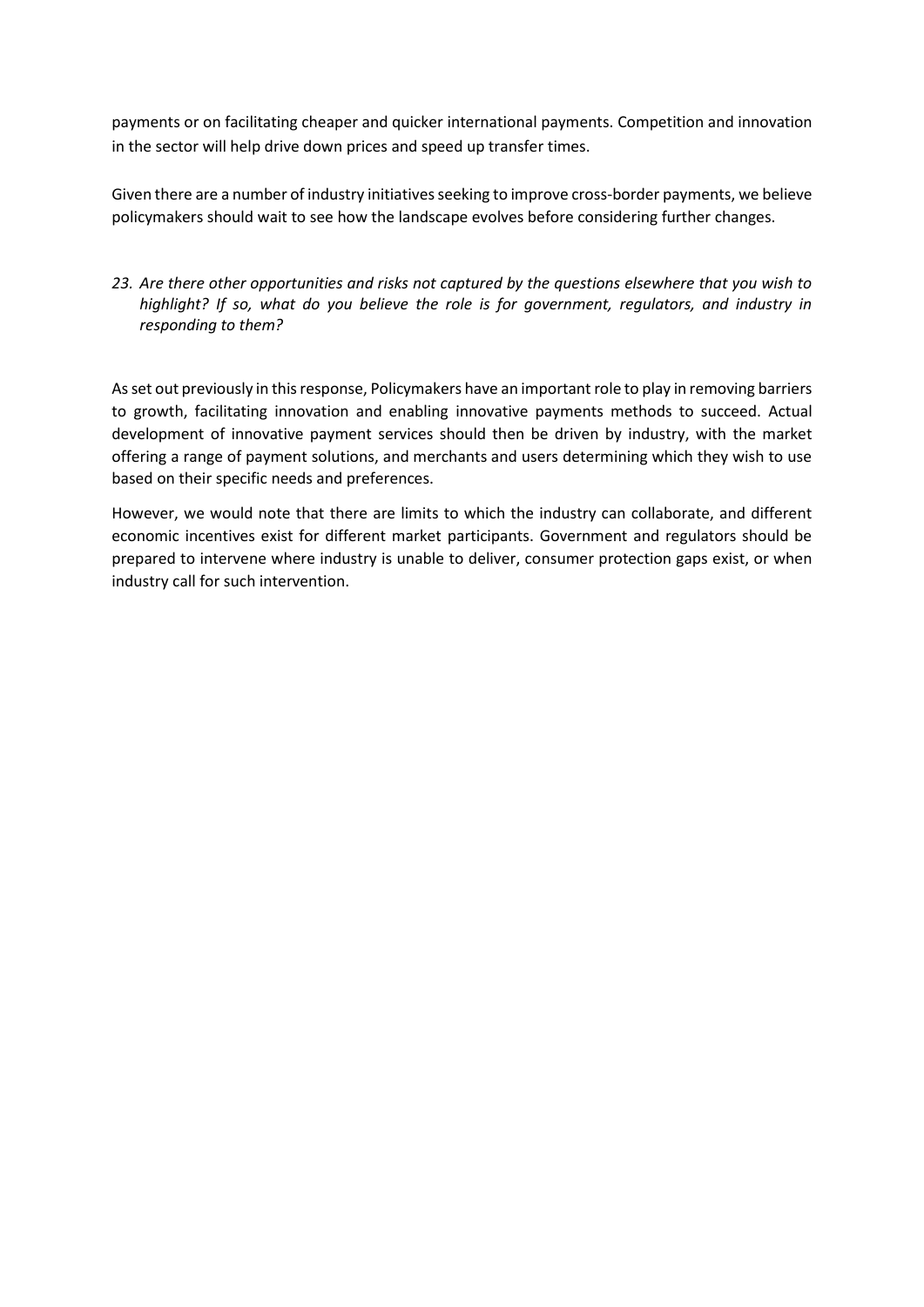payments or on facilitating cheaper and quicker international payments. Competition and innovation in the sector will help drive down prices and speed up transfer times.

Given there are a number of industry initiatives seeking to improve cross-border payments, we believe policymakers should wait to see how the landscape evolves before considering further changes.

23. *Are there other opportunities and risks not captured by the questions elsewhere that you wish to highlight? If so, what do you believe the role is for government, regulators, and industry in responding to them?*

As set out previously in this response, Policymakers have an important role to play in removing barriers to growth, facilitating innovation and enabling innovative payments methods to succeed. Actual development of innovative payment services should then be driven by industry, with the market offering a range of payment solutions, and merchants and users determining which they wish to use based on their specific needs and preferences.

However, we would note that there are limits to which the industry can collaborate, and different economic incentives exist for different market participants. Government and regulators should be prepared to intervene where industry is unable to deliver, consumer protection gaps exist, or when industry call for such intervention.